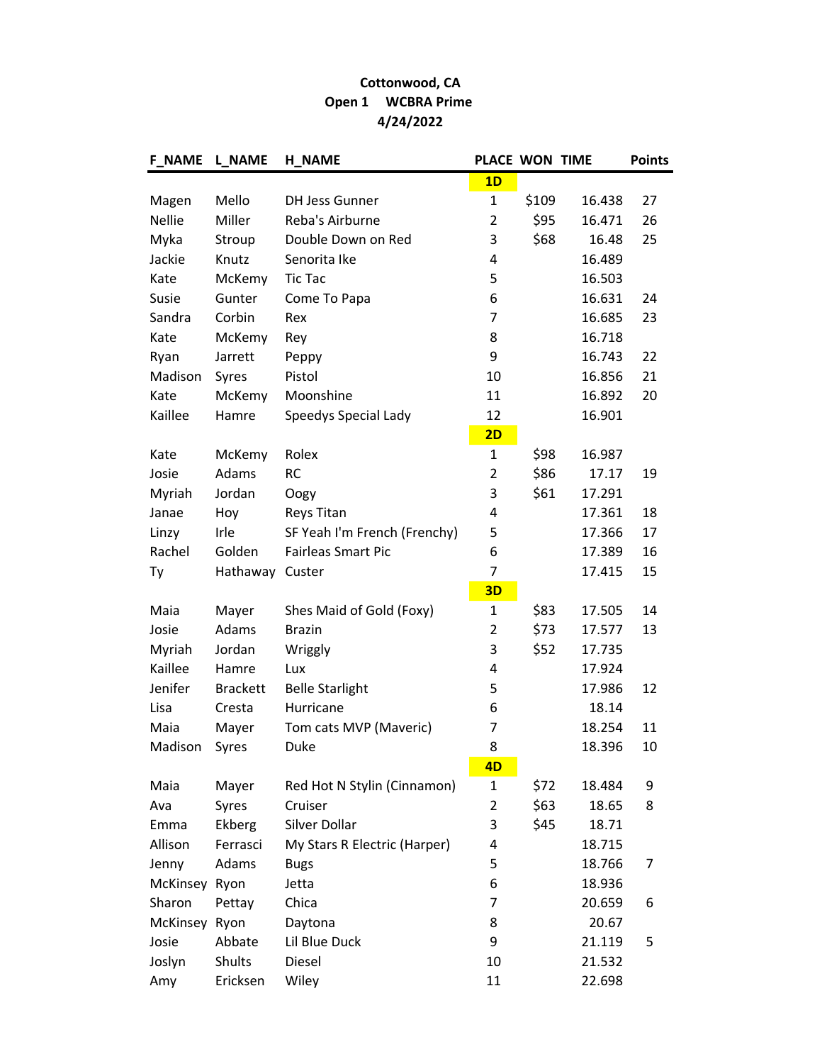**Cottonwood, CA**

**Open 1 WCBRA Prime**

**4/24/2022**

| F_NAME | L_NAME | H_NAME | PLACE | WON | TIME | Points |
|---|---|---|---|---|---|---|
| | | | **1D** | | | |
| Magen | Mello | DH Jess Gunner | 1 | $109 | 16.438 | 27 |
| Nellie | Miller | Reba's Airburne | 2 | $95 | 16.471 | 26 |
| Myka | Stroup | Double Down on Red | 3 | $68 | 16.48 | 25 |
| Jackie | Knutz | Senorita Ike | 4 | | 16.489 | |
| Kate | McKemy | Tic Tac | 5 | | 16.503 | |
| Susie | Gunter | Come To Papa | 6 | | 16.631 | 24 |
| Sandra | Corbin | Rex | 7 | | 16.685 | 23 |
| Kate | McKemy | Rey | 8 | | 16.718 | |
| Ryan | Jarrett | Peppy | 9 | | 16.743 | 22 |
| Madison | Syres | Pistol | 10 | | 16.856 | 21 |
| Kate | McKemy | Moonshine | 11 | | 16.892 | 20 |
| Kaillee | Hamre | Speedys Special Lady | 12 | | 16.901 | |
| | | | **2D** | | | |
| Kate | McKemy | Rolex | 1 | $98 | 16.987 | |
| Josie | Adams | RC | 2 | $86 | 17.17 | 19 |
| Myriah | Jordan | Oogy | 3 | $61 | 17.291 | |
| Janae | Hoy | Reys Titan | 4 | | 17.361 | 18 |
| Linzy | Irle | SF Yeah I'm French (Frenchy) | 5 | | 17.366 | 17 |
| Rachel | Golden | Fairleas Smart Pic | 6 | | 17.389 | 16 |
| Ty | Hathaway | Custer | 7 | | 17.415 | 15 |
| | | | **3D** | | | |
| Maia | Mayer | Shes Maid of Gold (Foxy) | 1 | $83 | 17.505 | 14 |
| Josie | Adams | Brazin | 2 | $73 | 17.577 | 13 |
| Myriah | Jordan | Wriggly | 3 | $52 | 17.735 | |
| Kaillee | Hamre | Lux | 4 | | 17.924 | |
| Jenifer | Brackett | Belle Starlight | 5 | | 17.986 | 12 |
| Lisa | Cresta | Hurricane | 6 | | 18.14 | |
| Maia | Mayer | Tom cats MVP (Maveric) | 7 | | 18.254 | 11 |
| Madison | Syres | Duke | 8 | | 18.396 | 10 |
| | | | **4D** | | | |
| Maia | Mayer | Red Hot N Stylin (Cinnamon) | 1 | $72 | 18.484 | 9 |
| Ava | Syres | Cruiser | 2 | $63 | 18.65 | 8 |
| Emma | Ekberg | Silver Dollar | 3 | $45 | 18.71 | |
| Allison | Ferrasci | My Stars R Electric (Harper) | 4 | | 18.715 | |
| Jenny | Adams | Bugs | 5 | | 18.766 | 7 |
| McKinsey | Ryon | Jetta | 6 | | 18.936 | |
| Sharon | Pettay | Chica | 7 | | 20.659 | 6 |
| McKinsey | Ryon | Daytona | 8 | | 20.67 | |
| Josie | Abbate | Lil Blue Duck | 9 | | 21.119 | 5 |
| Joslyn | Shults | Diesel | 10 | | 21.532 | |
| Amy | Ericksen | Wiley | 11 | | 22.698 | |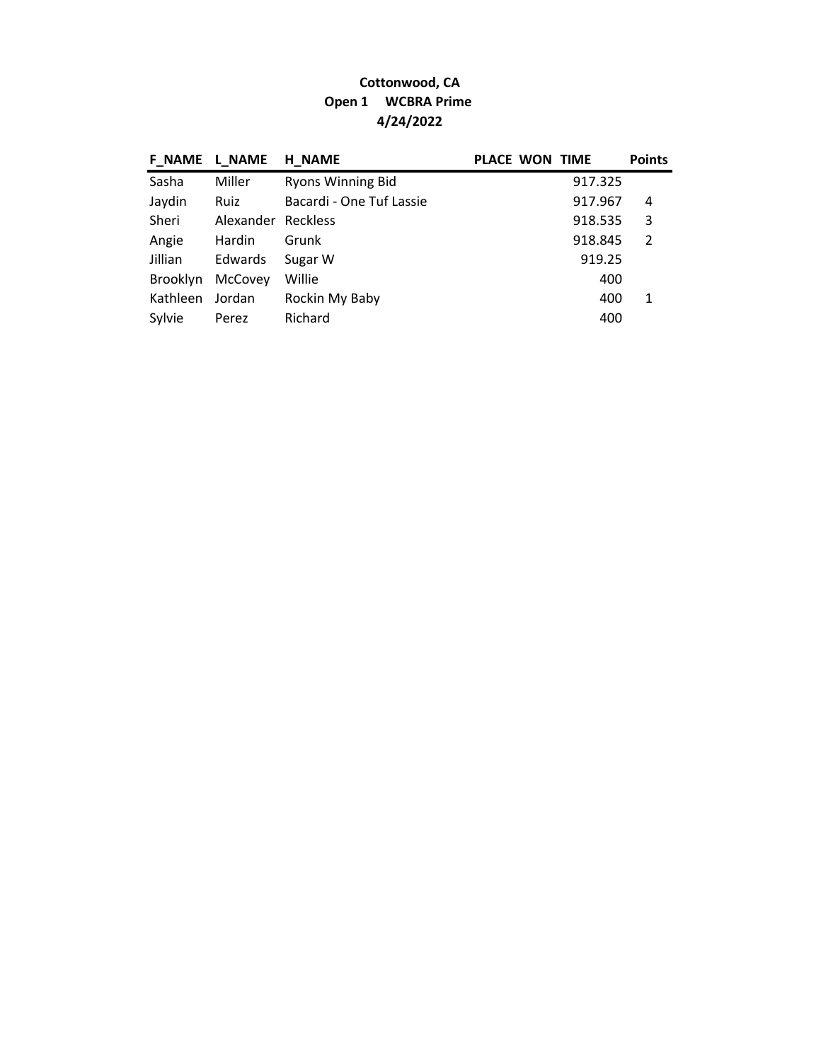**Cottonwood, CA**

**Open 1 WCBRA Prime**

**4/24/2022**

| F_NAME | L_NAME | H_NAME | PLACE | WON | TIME | Points |
|---|---|---|---|---|---|---|
| Sasha | Miller | Ryons Winning Bid | | | 917.325 | |
| Jaydin | Ruiz | Bacardi - One Tuf Lassie | | | 917.967 | 4 |
| Sheri | Alexander | Reckless | | | 918.535 | 3 |
| Angie | Hardin | Grunk | | | 918.845 | 2 |
| Jillian | Edwards | Sugar W | | | 919.25 | |
| Brooklyn | McCovey | Willie | | | 400 | |
| Kathleen | Jordan | Rockin My Baby | | | 400 | 1 |
| Sylvie | Perez | Richard | | | 400 | |